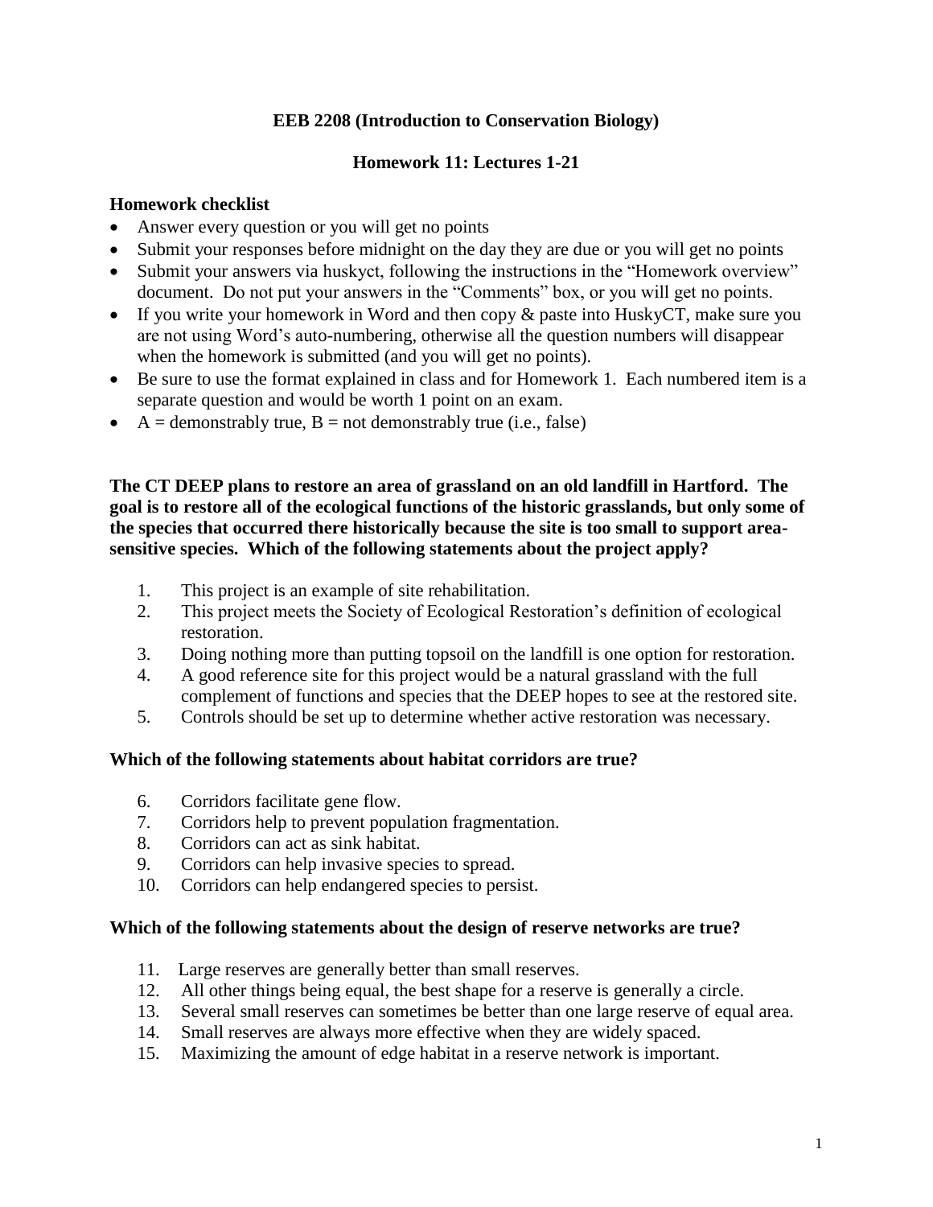**EEB 2208 (Introduction to Conservation Biology)**

**Homework 11: Lectures 1-21**

**Homework checklist**

- Answer every question or you will get no points
- Submit your responses before midnight on the day they are due or you will get no points
- Submit your answers via huskyct, following the instructions in the "Homework overview" document. Do not put your answers in the "Comments" box, or you will get no points.
- If you write your homework in Word and then copy & paste into HuskyCT, make sure you are not using Word's auto-numbering, otherwise all the question numbers will disappear when the homework is submitted (and you will get no points).
- Be sure to use the format explained in class and for Homework 1. Each numbered item is a separate question and would be worth 1 point on an exam.
- A = demonstrably true, B = not demonstrably true (i.e., false)

**The CT DEEP plans to restore an area of grassland on an old landfill in Hartford. The goal is to restore all of the ecological functions of the historic grasslands, but only some of the species that occurred there historically because the site is too small to support area-sensitive species. Which of the following statements about the project apply?**

1. This project is an example of site rehabilitation.
2. This project meets the Society of Ecological Restoration's definition of ecological restoration.
3. Doing nothing more than putting topsoil on the landfill is one option for restoration.
4. A good reference site for this project would be a natural grassland with the full complement of functions and species that the DEEP hopes to see at the restored site.
5. Controls should be set up to determine whether active restoration was necessary.

**Which of the following statements about habitat corridors are true?**

6. Corridors facilitate gene flow.
7. Corridors help to prevent population fragmentation.
8. Corridors can act as sink habitat.
9. Corridors can help invasive species to spread.
10. Corridors can help endangered species to persist.

**Which of the following statements about the design of reserve networks are true?**

11. Large reserves are generally better than small reserves.
12. All other things being equal, the best shape for a reserve is generally a circle.
13. Several small reserves can sometimes be better than one large reserve of equal area.
14. Small reserves are always more effective when they are widely spaced.
15. Maximizing the amount of edge habitat in a reserve network is important.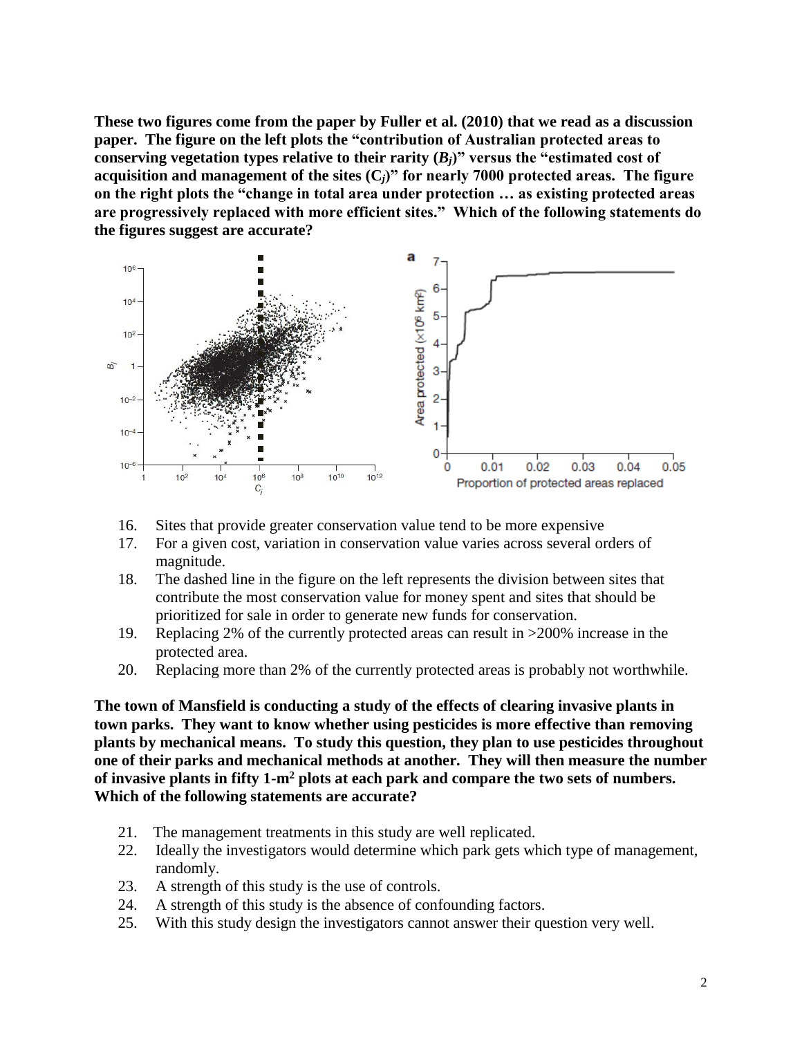**These two figures come from the paper by Fuller et al. (2010) that we read as a discussion paper. The figure on the left plots the "contribution of Australian protected areas to conserving vegetation types relative to their rarity ($B_j$)" versus the "estimated cost of acquisition and management of the sites ($C_j$)" for nearly 7000 protected areas. The figure on the right plots the "change in total area under protection … as existing protected areas are progressively replaced with more efficient sites." Which of the following statements do the figures suggest are accurate?**

16. Sites that provide greater conservation value tend to be more expensive
17. For a given cost, variation in conservation value varies across several orders of magnitude.
18. The dashed line in the figure on the left represents the division between sites that contribute the most conservation value for money spent and sites that should be prioritized for sale in order to generate new funds for conservation.
19. Replacing 2% of the currently protected areas can result in >200% increase in the protected area.
20. Replacing more than 2% of the currently protected areas is probably not worthwhile.

**The town of Mansfield is conducting a study of the effects of clearing invasive plants in town parks. They want to know whether using pesticides is more effective than removing plants by mechanical means. To study this question, they plan to use pesticides throughout one of their parks and mechanical methods at another. They will then measure the number of invasive plants in fifty 1-m$^2$ plots at each park and compare the two sets of numbers. Which of the following statements are accurate?**

21. The management treatments in this study are well replicated.
22. Ideally the investigators would determine which park gets which type of management, randomly.
23. A strength of this study is the use of controls.
24. A strength of this study is the absence of confounding factors.
25. With this study design the investigators cannot answer their question very well.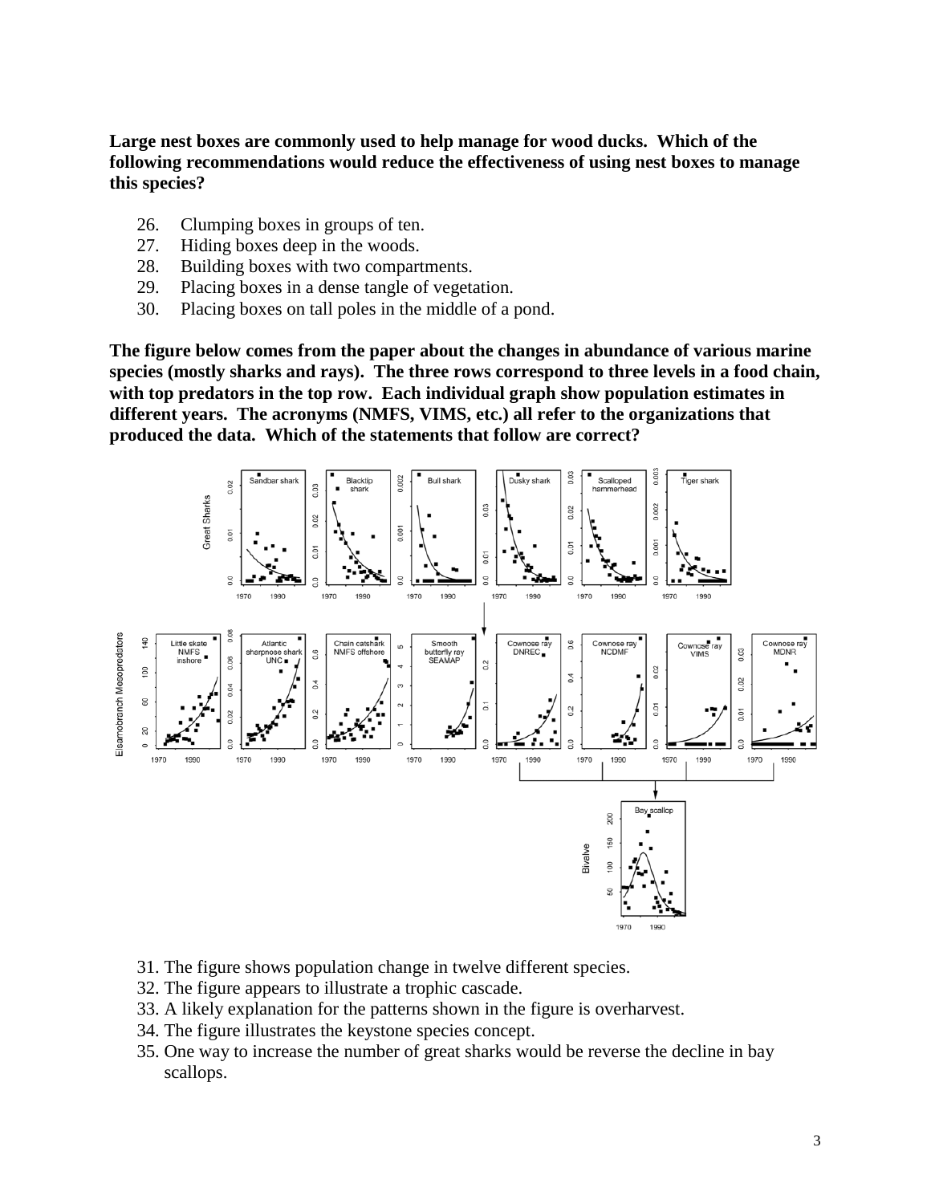**Large nest boxes are commonly used to help manage for wood ducks. Which of the following recommendations would reduce the effectiveness of using nest boxes to manage this species?**

26. Clumping boxes in groups of ten.
27. Hiding boxes deep in the woods.
28. Building boxes with two compartments.
29. Placing boxes in a dense tangle of vegetation.
30. Placing boxes on tall poles in the middle of a pond.

**The figure below comes from the paper about the changes in abundance of various marine species (mostly sharks and rays). The three rows correspond to three levels in a food chain, with top predators in the top row. Each individual graph show population estimates in different years. The acronyms (NMFS, VIMS, etc.) all refer to the organizations that produced the data. Which of the statements that follow are correct?**

31. The figure shows population change in twelve different species.
32. The figure appears to illustrate a trophic cascade.
33. A likely explanation for the patterns shown in the figure is overharvest.
34. The figure illustrates the keystone species concept.
35. One way to increase the number of great sharks would be reverse the decline in bay scallops.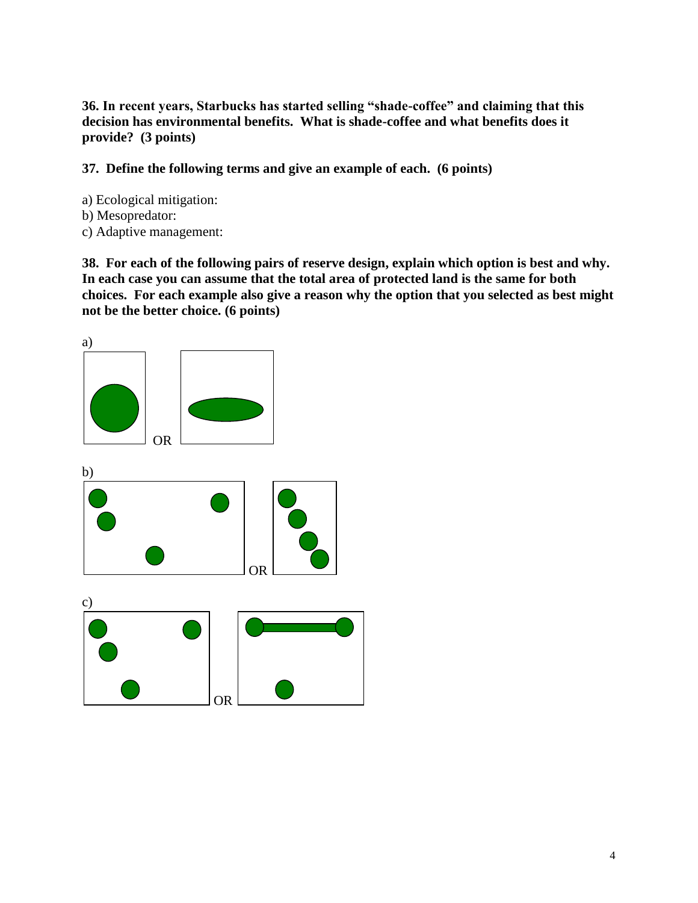**36. In recent years, Starbucks has started selling "shade-coffee" and claiming that this decision has environmental benefits. What is shade-coffee and what benefits does it provide? (3 points)**

**37. Define the following terms and give an example of each. (6 points)**

a) Ecological mitigation:
b) Mesopredator:
c) Adaptive management:

**38. For each of the following pairs of reserve design, explain which option is best and why. In each case you can assume that the total area of protected land is the same for both choices. For each example also give a reason why the option that you selected as best might not be the better choice. (6 points)**

a)

OR

b)

OR

c)

OR